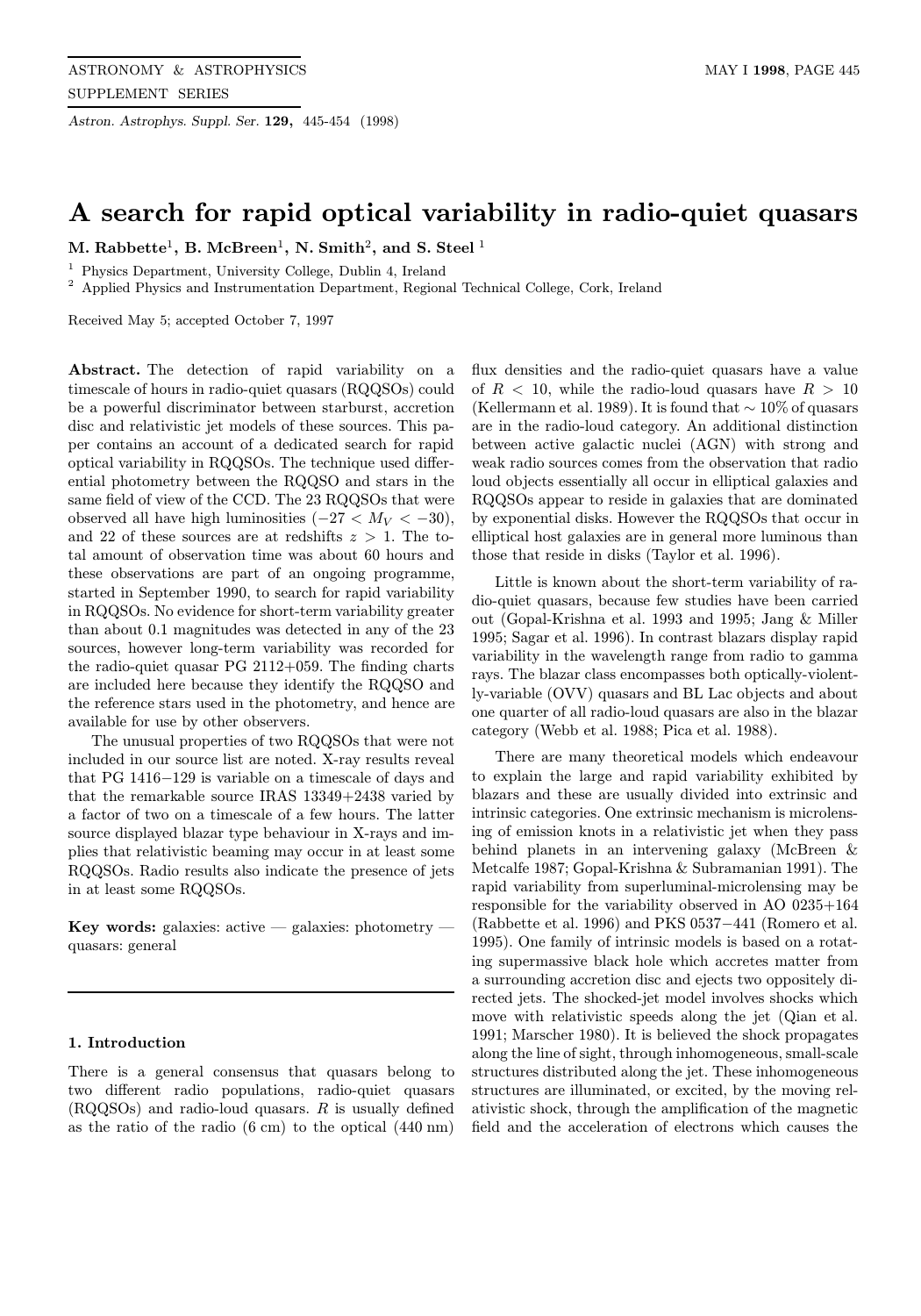# A search for rapid optical variability in radio-quiet quasars

**M. Rabbette[1], B. McBreen[1], N. Smith[2], and S. Steel[1]**

[1] Physics Department, University College, Dublin 4, Ireland

[2] Applied Physics and Instrumentation Department, Regional Technical College, Cork, Ireland

Received May 5; accepted October 7, 1997

**Abstract.** The detection of rapid variability on a timescale of hours in radio-quiet quasars (RQQSOs) could be a powerful discriminator between starburst, accretion disc and relativistic jet models of these sources. This paper contains an account of a dedicated search for rapid optical variability in RQQSOs. The technique used differential photometry between the RQQSO and stars in the same field of view of the CCD. The 23 RQQSOs that were observed all have high luminosities ($-27 < M_V < -30$), and 22 of these sources are at redshifts $z > 1$. The total amount of observation time was about 60 hours and these observations are part of an ongoing programme, started in September 1990, to search for rapid variability in RQQSOs. No evidence for short-term variability greater than about 0.1 magnitudes was detected in any of the 23 sources, however long-term variability was recorded for the radio-quiet quasar PG 2112+059. The finding charts are included here because they identify the RQQSO and the reference stars used in the photometry, and hence are available for use by other observers.

The unusual properties of two RQQSOs that were not included in our source list are noted. X-ray results reveal that PG 1416−129 is variable on a timescale of days and that the remarkable source IRAS 13349+2438 varied by a factor of two on a timescale of a few hours. The latter source displayed blazar type behaviour in X-rays and implies that relativistic beaming may occur in at least some RQQSOs. Radio results also indicate the presence of jets in at least some RQQSOs.

**Key words:** galaxies: active — galaxies: photometry — quasars: general

## 1. Introduction

There is a general consensus that quasars belong to two different radio populations, radio-quiet quasars (RQQSOs) and radio-loud quasars. $R$ is usually defined as the ratio of the radio (6 cm) to the optical (440 nm) flux densities and the radio-quiet quasars have a value of $R < 10$, while the radio-loud quasars have $R > 10$ (Kellermann et al. 1989). It is found that $\sim 10\%$ of quasars are in the radio-loud category. An additional distinction between active galactic nuclei (AGN) with strong and weak radio sources comes from the observation that radio loud objects essentially all occur in elliptical galaxies and RQQSOs appear to reside in galaxies that are dominated by exponential disks. However the RQQSOs that occur in elliptical host galaxies are in general more luminous than those that reside in disks (Taylor et al. 1996).

Little is known about the short-term variability of radio-quiet quasars, because few studies have been carried out (Gopal-Krishna et al. 1993 and 1995; Jang & Miller 1995; Sagar et al. 1996). In contrast blazars display rapid variability in the wavelength range from radio to gamma rays. The blazar class encompasses both optically-violently-variable (OVV) quasars and BL Lac objects and about one quarter of all radio-loud quasars are also in the blazar category (Webb et al. 1988; Pica et al. 1988).

There are many theoretical models which endeavour to explain the large and rapid variability exhibited by blazars and these are usually divided into extrinsic and intrinsic categories. One extrinsic mechanism is microlensing of emission knots in a relativistic jet when they pass behind planets in an intervening galaxy (McBreen & Metcalfe 1987; Gopal-Krishna & Subramanian 1991). The rapid variability from superluminal-microlensing may be responsible for the variability observed in AO 0235+164 (Rabbette et al. 1996) and PKS 0537−441 (Romero et al. 1995). One family of intrinsic models is based on a rotating supermassive black hole which accretes matter from a surrounding accretion disc and ejects two oppositely directed jets. The shocked-jet model involves shocks which move with relativistic speeds along the jet (Qian et al. 1991; Marscher 1980). It is believed the shock propagates along the line of sight, through inhomogeneous, small-scale structures distributed along the jet. These inhomogeneous structures are illuminated, or excited, by the moving relativistic shock, through the amplification of the magnetic field and the acceleration of electrons which causes the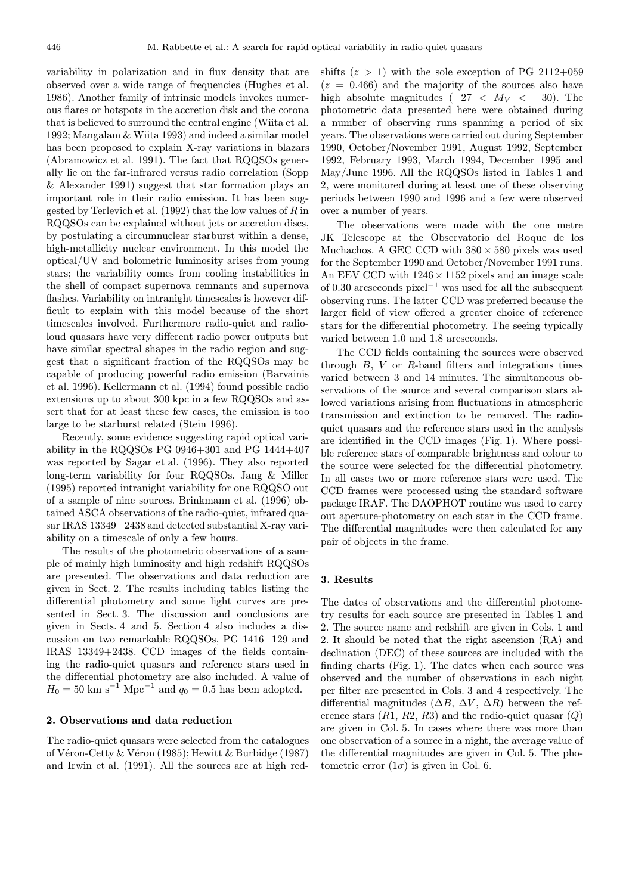variability in polarization and in flux density that are observed over a wide range of frequencies (Hughes et al. 1986). Another family of intrinsic models invokes numerous flares or hotspots in the accretion disk and the corona that is believed to surround the central engine (Wiita et al. 1992; Mangalam & Wiita 1993) and indeed a similar model has been proposed to explain X-ray variations in blazars (Abramowicz et al. 1991). The fact that RQQSOs generally lie on the far-infrared versus radio correlation (Sopp & Alexander 1991) suggest that star formation plays an important role in their radio emission. It has been suggested by Terlevich et al. (1992) that the low values of $R$ in RQQSOs can be explained without jets or accretion discs, by postulating a circumnuclear starburst within a dense, high-metallicity nuclear environment. In this model the optical/UV and bolometric luminosity arises from young stars; the variability comes from cooling instabilities in the shell of compact supernova remnants and supernova flashes. Variability on intranight timescales is however difficult to explain with this model because of the short timescales involved. Furthermore radio-quiet and radio-loud quasars have very different radio power outputs but have similar spectral shapes in the radio region and suggest that a significant fraction of the RQQSOs may be capable of producing powerful radio emission (Barvainis et al. 1996). Kellermann et al. (1994) found possible radio extensions up to about 300 kpc in a few RQQSOs and assert that for at least these few cases, the emission is too large to be starburst related (Stein 1996).

Recently, some evidence suggesting rapid optical variability in the RQQSOs PG 0946+301 and PG 1444+407 was reported by Sagar et al. (1996). They also reported long-term variability for four RQQSOs. Jang & Miller (1995) reported intranight variability for one RQQSO out of a sample of nine sources. Brinkmann et al. (1996) obtained ASCA observations of the radio-quiet, infrared quasar IRAS 13349+2438 and detected substantial X-ray variability on a timescale of only a few hours.

The results of the photometric observations of a sample of mainly high luminosity and high redshift RQQSOs are presented. The observations and data reduction are given in Sect. 2. The results including tables listing the differential photometry and some light curves are presented in Sect. 3. The discussion and conclusions are given in Sects. 4 and 5. Section 4 also includes a discussion on two remarkable RQQSOs, PG 1416−129 and IRAS 13349+2438. CCD images of the fields containing the radio-quiet quasars and reference stars used in the differential photometry are also included. A value of $H_0 = 50$ km s$^{-1}$ Mpc$^{-1}$ and $q_0 = 0.5$ has been adopted.

## 2. Observations and data reduction

The radio-quiet quasars were selected from the catalogues of Véron-Cetty & Véron (1985); Hewitt & Burbidge (1987) and Irwin et al. (1991). All the sources are at high redshifts ($z > 1$) with the sole exception of PG 2112+059 ($z = 0.466$) and the majority of the sources also have high absolute magnitudes ($-27 < M_V < -30$). The photometric data presented here were obtained during a number of observing runs spanning a period of six years. The observations were carried out during September 1990, October/November 1991, August 1992, September 1992, February 1993, March 1994, December 1995 and May/June 1996. All the RQQSOs listed in Tables 1 and 2, were monitored during at least one of these observing periods between 1990 and 1996 and a few were observed over a number of years.

The observations were made with the one metre JK Telescope at the Observatorio del Roque de los Muchachos. A GEC CCD with $380 \times 580$ pixels was used for the September 1990 and October/November 1991 runs. An EEV CCD with $1246 \times 1152$ pixels and an image scale of 0.30 arcseconds pixel$^{-1}$ was used for all the subsequent observing runs. The latter CCD was preferred because the larger field of view offered a greater choice of reference stars for the differential photometry. The seeing typically varied between 1.0 and 1.8 arcseconds.

The CCD fields containing the sources were observed through $B$, $V$ or $R$-band filters and integrations times varied between 3 and 14 minutes. The simultaneous observations of the source and several comparison stars allowed variations arising from fluctuations in atmospheric transmission and extinction to be removed. The radio-quiet quasars and the reference stars used in the analysis are identified in the CCD images (Fig. 1). Where possible reference stars of comparable brightness and colour to the source were selected for the differential photometry. In all cases two or more reference stars were used. The CCD frames were processed using the standard software package IRAF. The DAOPHOT routine was used to carry out aperture-photometry on each star in the CCD frame. The differential magnitudes were then calculated for any pair of objects in the frame.

## 3. Results

The dates of observations and the differential photometry results for each source are presented in Tables 1 and 2. The source name and redshift are given in Cols. 1 and 2. It should be noted that the right ascension (RA) and declination (DEC) of these sources are included with the finding charts (Fig. 1). The dates when each source was observed and the number of observations in each night per filter are presented in Cols. 3 and 4 respectively. The differential magnitudes ($\Delta B$, $\Delta V$, $\Delta R$) between the reference stars ($R1$, $R2$, $R3$) and the radio-quiet quasar ($Q$) are given in Col. 5. In cases where there was more than one observation of a source in a night, the average value of the differential magnitudes are given in Col. 5. The photometric error ($1\sigma$) is given in Col. 6.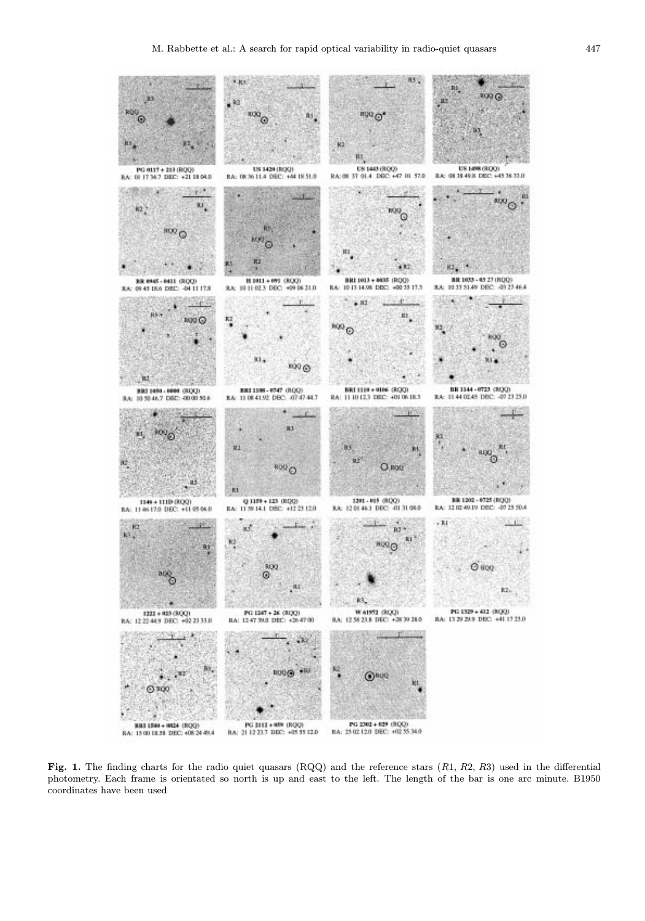**Fig. 1.** The finding charts for the radio quiet quasars (RQQ) and the reference stars ($R1$, $R2$, $R3$) used in the differential photometry. Each frame is orientated so north is up and east to the left. The length of the bar is one arc minute. B1950 coordinates have been used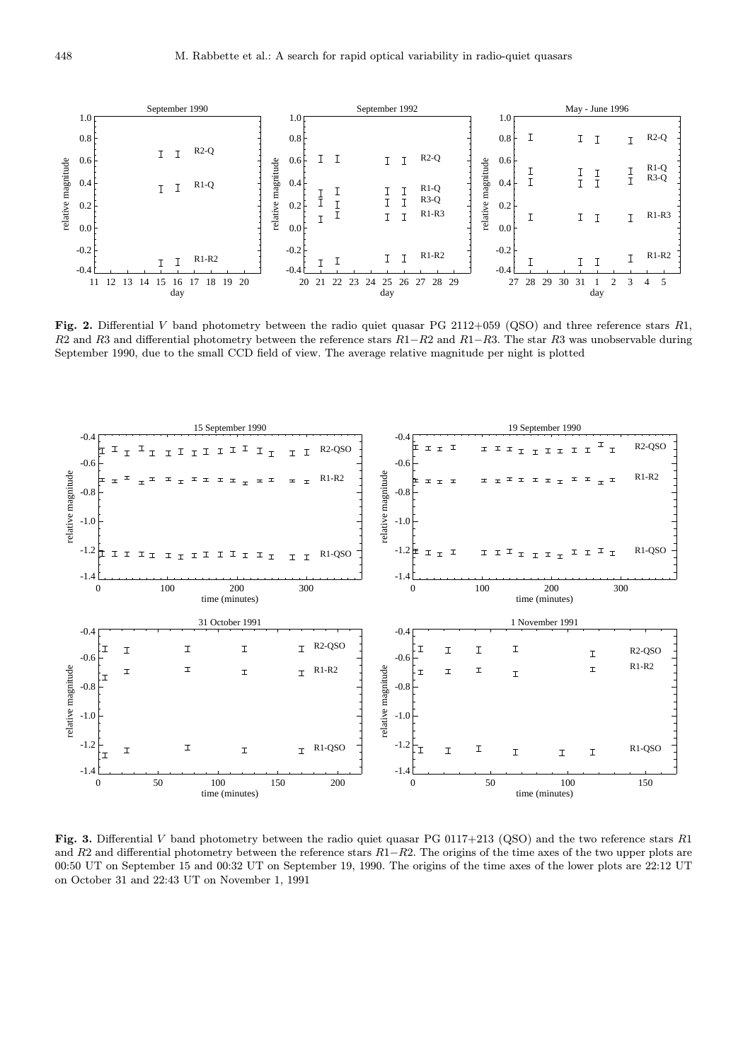**Fig. 2.** Differential $V$ band photometry between the radio quiet quasar PG 2112+059 (QSO) and three reference stars $R1$, $R2$ and $R3$ and differential photometry between the reference stars $R1-R2$ and $R1-R3$. The star $R3$ was unobservable during September 1990, due to the small CCD field of view. The average relative magnitude per night is plotted

**Fig. 3.** Differential $V$ band photometry between the radio quiet quasar PG 0117+213 (QSO) and the two reference stars $R1$ and $R2$ and differential photometry between the reference stars $R1-R2$. The origins of the time axes of the two upper plots are 00:50 UT on September 15 and 00:32 UT on September 19, 1990. The origins of the time axes of the lower plots are 22:12 UT on October 31 and 22:43 UT on November 1, 1991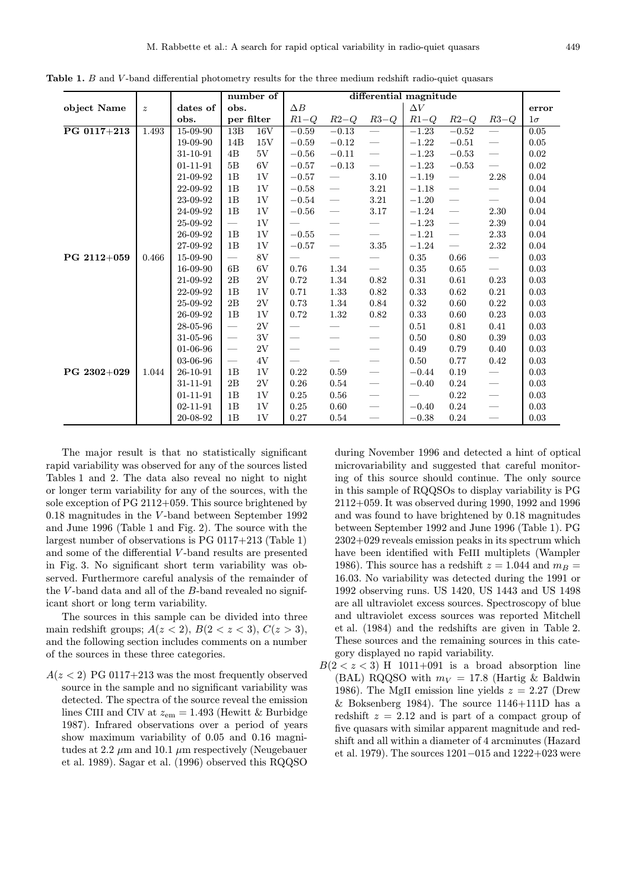**Table 1.** $B$ and $V$-band differential photometry results for the three medium redshift radio-quiet quasars

| object Name | $z$ | dates of obs. | number of obs. per filter | | differential magnitude $\Delta B$ $R1-Q$ | $R2-Q$ | $R3-Q$ | $\Delta V$ $R1-Q$ | $R2-Q$ | $R3-Q$ | error $1\sigma$ |
|---|---|---|---|---|---|---|---|---|---|---|---|
| **PG 0117+213** | 1.493 | 15-09-90 | 13B | 16V | $-0.59$ | $-0.13$ | — | $-1.23$ | $-0.52$ | — | 0.05 |
| | | 19-09-90 | 14B | 15V | $-0.59$ | $-0.12$ | — | $-1.22$ | $-0.51$ | — | 0.05 |
| | | 31-10-91 | 4B | 5V | $-0.56$ | $-0.11$ | — | $-1.23$ | $-0.53$ | — | 0.02 |
| | | 01-11-91 | 5B | 6V | $-0.57$ | $-0.13$ | — | $-1.23$ | $-0.53$ | — | 0.02 |
| | | 21-09-92 | 1B | 1V | $-0.57$ | — | 3.10 | $-1.19$ | — | 2.28 | 0.04 |
| | | 22-09-92 | 1B | 1V | $-0.58$ | — | 3.21 | $-1.18$ | — | — | 0.04 |
| | | 23-09-92 | 1B | 1V | $-0.54$ | — | 3.21 | $-1.20$ | — | — | 0.04 |
| | | 24-09-92 | 1B | 1V | $-0.56$ | — | 3.17 | $-1.24$ | — | 2.30 | 0.04 |
| | | 25-09-92 | — | 1V | — | — | — | $-1.23$ | — | 2.39 | 0.04 |
| | | 26-09-92 | 1B | 1V | $-0.55$ | — | — | $-1.21$ | — | 2.33 | 0.04 |
| | | 27-09-92 | 1B | 1V | $-0.57$ | — | 3.35 | $-1.24$ | — | 2.32 | 0.04 |
| **PG 2112+059** | 0.466 | 15-09-90 | — | 8V | — | — | — | 0.35 | 0.66 | — | 0.03 |
| | | 16-09-90 | 6B | 6V | 0.76 | 1.34 | — | 0.35 | 0.65 | — | 0.03 |
| | | 21-09-92 | 2B | 2V | 0.72 | 1.34 | 0.82 | 0.31 | 0.61 | 0.23 | 0.03 |
| | | 22-09-92 | 1B | 1V | 0.71 | 1.33 | 0.82 | 0.33 | 0.62 | 0.21 | 0.03 |
| | | 25-09-92 | 2B | 2V | 0.73 | 1.34 | 0.84 | 0.32 | 0.60 | 0.22 | 0.03 |
| | | 26-09-92 | 1B | 1V | 0.72 | 1.32 | 0.82 | 0.33 | 0.60 | 0.23 | 0.03 |
| | | 28-05-96 | — | 2V | — | — | — | 0.51 | 0.81 | 0.41 | 0.03 |
| | | 31-05-96 | — | 3V | — | — | — | 0.50 | 0.80 | 0.39 | 0.03 |
| | | 01-06-96 | — | 2V | — | — | — | 0.49 | 0.79 | 0.40 | 0.03 |
| | | 03-06-96 | — | 4V | — | — | — | 0.50 | 0.77 | 0.42 | 0.03 |
| **PG 2302+029** | 1.044 | 26-10-91 | 1B | 1V | 0.22 | 0.59 | — | $-0.44$ | 0.19 | — | 0.03 |
| | | 31-11-91 | 2B | 2V | 0.26 | 0.54 | — | $-0.40$ | 0.24 | — | 0.03 |
| | | 01-11-91 | 1B | 1V | 0.25 | 0.56 | — | — | 0.22 | — | 0.03 |
| | | 02-11-91 | 1B | 1V | 0.25 | 0.60 | — | $-0.40$ | 0.24 | — | 0.03 |
| | | 20-08-92 | 1B | 1V | 0.27 | 0.54 | — | $-0.38$ | 0.24 | — | 0.03 |

The major result is that no statistically significant rapid variability was observed for any of the sources listed Tables 1 and 2. The data also reveal no night to night or longer term variability for any of the sources, with the sole exception of PG 2112+059. This source brightened by 0.18 magnitudes in the $V$-band between September 1992 and June 1996 (Table 1 and Fig. 2). The source with the largest number of observations is PG 0117+213 (Table 1) and some of the differential $V$-band results are presented in Fig. 3. No significant short term variability was observed. Furthermore careful analysis of the remainder of the $V$-band data and all of the $B$-band revealed no significant short or long term variability.

The sources in this sample can be divided into three main redshift groups; $A(z<2)$, $B(2<z<3)$, $C(z>3)$, and the following section includes comments on a number of the sources in these three categories.

- $A(z<2)$ PG 0117+213 was the most frequently observed source in the sample and no significant variability was detected. The spectra of the source reveal the emission lines CIII and CIV at $z_{\rm em}=1.493$ (Hewitt & Burbidge 1987). Infrared observations over a period of years show maximum variability of 0.05 and 0.16 magnitudes at 2.2 $\mu$m and 10.1 $\mu$m respectively (Neugebauer et al. 1989). Sagar et al. (1996) observed this RQQSO during November 1996 and detected a hint of optical microvariability and suggested that careful monitoring of this source should continue. The only source in this sample of RQQSOs to display variability is PG 2112+059. It was observed during 1990, 1992 and 1996 and was found to have brightened by 0.18 magnitudes between September 1992 and June 1996 (Table 1). PG 2302+029 reveals emission peaks in its spectrum which have been identified with FeIII multiplets (Wampler 1986). This source has a redshift $z=1.044$ and $m_B=16.03$. No variability was detected during the 1991 or 1992 observing runs. US 1420, US 1443 and US 1498 are all ultraviolet excess sources. Spectroscopy of blue and ultraviolet excess sources was reported Mitchell et al. (1984) and the redshifts are given in Table 2. These sources and the remaining sources in this category displayed no rapid variability.
- $B(2<z<3)$ H 1011+091 is a broad absorption line (BAL) RQQSO with $m_V=17.8$ (Hartig & Baldwin 1986). The MgII emission line yields $z=2.27$ (Drew & Boksenberg 1984). The source 1146+111D has a redshift $z=2.12$ and is part of a compact group of five quasars with similar apparent magnitude and redshift and all within a diameter of 4 arcminutes (Hazard et al. 1979). The sources 1201$-$015 and 1222+023 were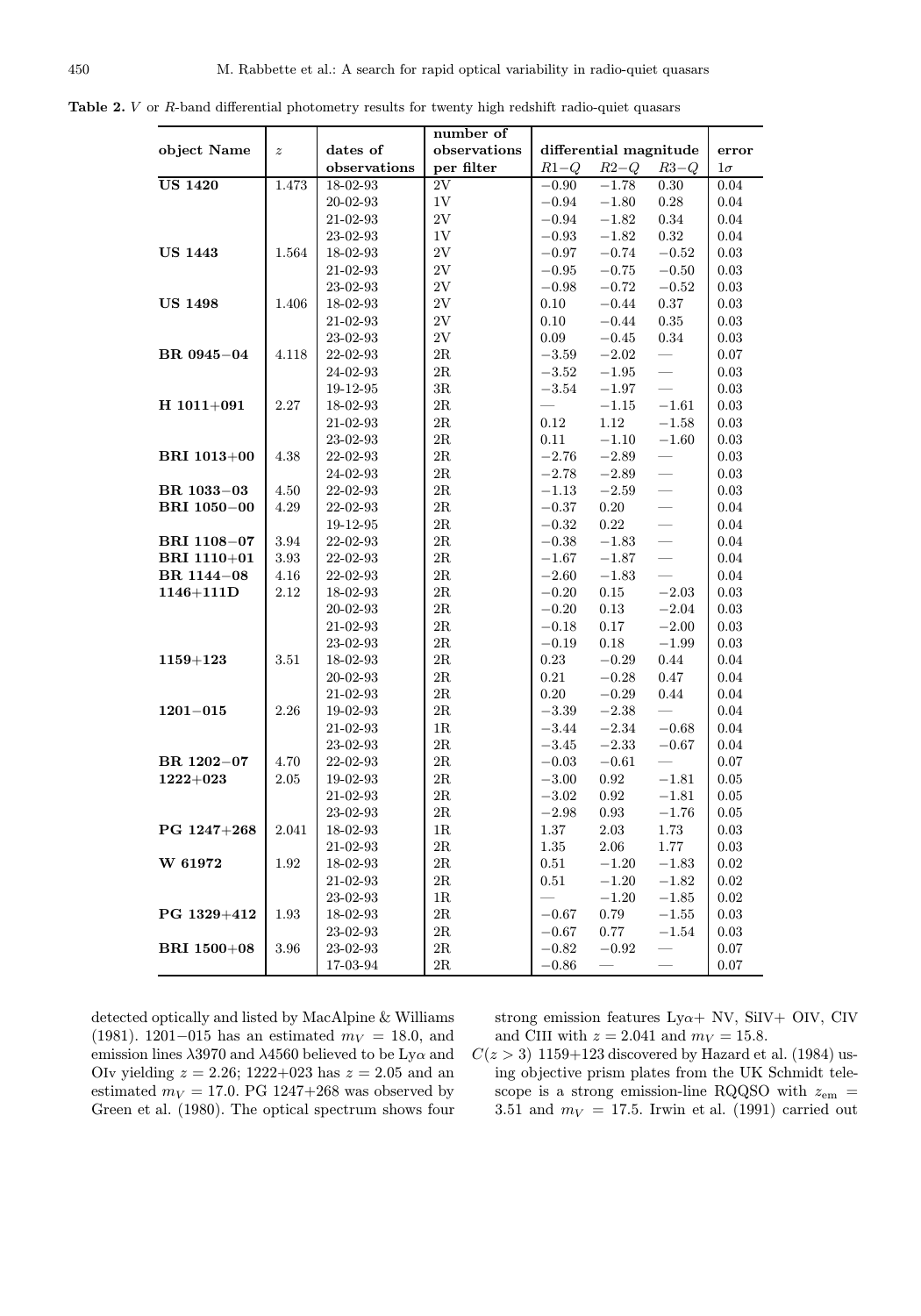**Table 2.** $V$ or $R$-band differential photometry results for twenty high redshift radio-quiet quasars

| object Name | $z$ | dates of observations | number of observations per filter | differential magnitude $R1-Q$ | $R2-Q$ | $R3-Q$ | error $1\sigma$ |
|---|---|---|---|---|---|---|---|
| **US 1420** | 1.473 | 18-02-93 | 2V | −0.90 | −1.78 | 0.30 | 0.04 |
| | | 20-02-93 | 1V | −0.94 | −1.80 | 0.28 | 0.04 |
| | | 21-02-93 | 2V | −0.94 | −1.82 | 0.34 | 0.04 |
| | | 23-02-93 | 1V | −0.93 | −1.82 | 0.32 | 0.04 |
| **US 1443** | 1.564 | 18-02-93 | 2V | −0.97 | −0.74 | −0.52 | 0.03 |
| | | 21-02-93 | 2V | −0.95 | −0.75 | −0.50 | 0.03 |
| | | 23-02-93 | 2V | −0.98 | −0.72 | −0.52 | 0.03 |
| **US 1498** | 1.406 | 18-02-93 | 2V | 0.10 | −0.44 | 0.37 | 0.03 |
| | | 21-02-93 | 2V | 0.10 | −0.44 | 0.35 | 0.03 |
| | | 23-02-93 | 2V | 0.09 | −0.45 | 0.34 | 0.03 |
| **BR 0945−04** | 4.118 | 22-02-93 | 2R | −3.59 | −2.02 | — | 0.07 |
| | | 24-02-93 | 2R | −3.52 | −1.95 | — | 0.03 |
| | | 19-12-95 | 3R | −3.54 | −1.97 | — | 0.03 |
| **H 1011+091** | 2.27 | 18-02-93 | 2R | — | −1.15 | −1.61 | 0.03 |
| | | 21-02-93 | 2R | 0.12 | 1.12 | −1.58 | 0.03 |
| | | 23-02-93 | 2R | 0.11 | −1.10 | −1.60 | 0.03 |
| **BRI 1013+00** | 4.38 | 22-02-93 | 2R | −2.76 | −2.89 | — | 0.03 |
| | | 24-02-93 | 2R | −2.78 | −2.89 | — | 0.03 |
| **BR 1033−03** | 4.50 | 22-02-93 | 2R | −1.13 | −2.59 | — | 0.03 |
| **BRI 1050−00** | 4.29 | 22-02-93 | 2R | −0.37 | 0.20 | — | 0.04 |
| | | 19-12-95 | 2R | −0.32 | 0.22 | — | 0.04 |
| **BRI 1108−07** | 3.94 | 22-02-93 | 2R | −0.38 | −1.83 | — | 0.04 |
| **BRI 1110+01** | 3.93 | 22-02-93 | 2R | −1.67 | −1.87 | — | 0.04 |
| **BR 1144−08** | 4.16 | 22-02-93 | 2R | −2.60 | −1.83 | — | 0.04 |
| **1146+111D** | 2.12 | 18-02-93 | 2R | −0.20 | 0.15 | −2.03 | 0.03 |
| | | 20-02-93 | 2R | −0.20 | 0.13 | −2.04 | 0.03 |
| | | 21-02-93 | 2R | −0.18 | 0.17 | −2.00 | 0.03 |
| | | 23-02-93 | 2R | −0.19 | 0.18 | −1.99 | 0.03 |
| **1159+123** | 3.51 | 18-02-93 | 2R | 0.23 | −0.29 | 0.44 | 0.04 |
| | | 20-02-93 | 2R | 0.21 | −0.28 | 0.47 | 0.04 |
| | | 21-02-93 | 2R | 0.20 | −0.29 | 0.44 | 0.04 |
| **1201−015** | 2.26 | 19-02-93 | 2R | −3.39 | −2.38 | — | 0.04 |
| | | 21-02-93 | 1R | −3.44 | −2.34 | −0.68 | 0.04 |
| | | 23-02-93 | 2R | −3.45 | −2.33 | −0.67 | 0.04 |
| **BR 1202−07** | 4.70 | 22-02-93 | 2R | −0.03 | −0.61 | — | 0.07 |
| **1222+023** | 2.05 | 19-02-93 | 2R | −3.00 | 0.92 | −1.81 | 0.05 |
| | | 21-02-93 | 2R | −3.02 | 0.92 | −1.81 | 0.05 |
| | | 23-02-93 | 2R | −2.98 | 0.93 | −1.76 | 0.05 |
| **PG 1247+268** | 2.041 | 18-02-93 | 1R | 1.37 | 2.03 | 1.73 | 0.03 |
| | | 21-02-93 | 2R | 1.35 | 2.06 | 1.77 | 0.03 |
| **W 61972** | 1.92 | 18-02-93 | 2R | 0.51 | −1.20 | −1.83 | 0.02 |
| | | 21-02-93 | 2R | 0.51 | −1.20 | −1.82 | 0.02 |
| | | 23-02-93 | 1R | — | −1.20 | −1.85 | 0.02 |
| **PG 1329+412** | 1.93 | 18-02-93 | 2R | −0.67 | 0.79 | −1.55 | 0.03 |
| | | 23-02-93 | 2R | −0.67 | 0.77 | −1.54 | 0.03 |
| **BRI 1500+08** | 3.96 | 23-02-93 | 2R | −0.82 | −0.92 | — | 0.07 |
| | | 17-03-94 | 2R | −0.86 | — | — | 0.07 |

detected optically and listed by MacAlpine & Williams (1981). 1201−015 has an estimated $m_V = 18.0$, and emission lines $\lambda 3970$ and $\lambda 4560$ believed to be Ly$\alpha$ and OIv yielding $z = 2.26$; 1222+023 has $z = 2.05$ and an estimated $m_V = 17.0$. PG 1247+268 was observed by Green et al. (1980). The optical spectrum shows four strong emission features Ly$\alpha$+ NV, SiIV+ OIV, CIV and CIII with $z = 2.041$ and $m_V = 15.8$.

$C(z > 3)$ 1159+123 discovered by Hazard et al. (1984) using objective prism plates from the UK Schmidt telescope is a strong emission-line RQQSO with $z_{\rm em} = 3.51$ and $m_V = 17.5$. Irwin et al. (1991) carried out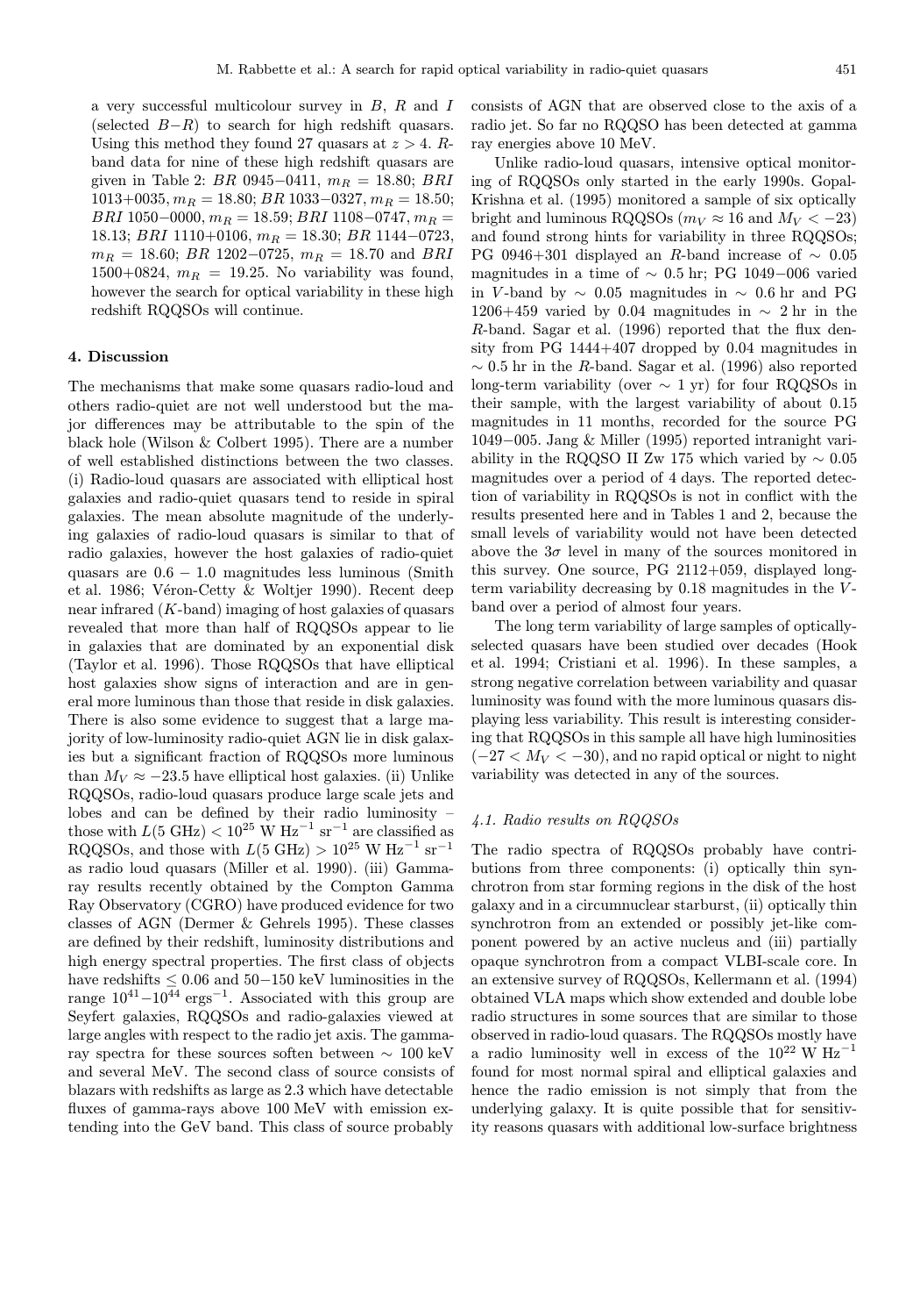a very successful multicolour survey in $B$, $R$ and $I$ (selected $B-R$) to search for high redshift quasars. Using this method they found 27 quasars at $z > 4$. $R$-band data for nine of these high redshift quasars are given in Table 2: *BR* 0945−0411, $m_R = 18.80$; *BRI* 1013+0035, $m_R = 18.80$; *BR* 1033−0327, $m_R = 18.50$; *BRI* 1050−0000, $m_R = 18.59$; *BRI* 1108−0747, $m_R = 18.13$; *BRI* 1110+0106, $m_R = 18.30$; *BR* 1144−0723, $m_R = 18.60$; *BR* 1202−0725, $m_R = 18.70$ and *BRI* 1500+0824, $m_R = 19.25$. No variability was found, however the search for optical variability in these high redshift RQQSOs will continue.

## 4. Discussion

The mechanisms that make some quasars radio-loud and others radio-quiet are not well understood but the major differences may be attributable to the spin of the black hole (Wilson & Colbert 1995). There are a number of well established distinctions between the two classes. (i) Radio-loud quasars are associated with elliptical host galaxies and radio-quiet quasars tend to reside in spiral galaxies. The mean absolute magnitude of the underlying galaxies of radio-loud quasars is similar to that of radio galaxies, however the host galaxies of radio-quiet quasars are $0.6 - 1.0$ magnitudes less luminous (Smith et al. 1986; Véron-Cetty & Woltjer 1990). Recent deep near infrared ($K$-band) imaging of host galaxies of quasars revealed that more than half of RQQSOs appear to lie in galaxies that are dominated by an exponential disk (Taylor et al. 1996). Those RQQSOs that have elliptical host galaxies show signs of interaction and are in general more luminous than those that reside in disk galaxies. There is also some evidence to suggest that a large majority of low-luminosity radio-quiet AGN lie in disk galaxies but a significant fraction of RQQSOs more luminous than $M_V \approx -23.5$ have elliptical host galaxies. (ii) Unlike RQQSOs, radio-loud quasars produce large scale jets and lobes and can be defined by their radio luminosity – those with $L(5\ \mathrm{GHz}) < 10^{25}$ W Hz$^{-1}$ sr$^{-1}$ are classified as RQQSOs, and those with $L(5\ \mathrm{GHz}) > 10^{25}$ W Hz$^{-1}$ sr$^{-1}$ as radio loud quasars (Miller et al. 1990). (iii) Gamma-ray results recently obtained by the Compton Gamma Ray Observatory (CGRO) have produced evidence for two classes of AGN (Dermer & Gehrels 1995). These classes are defined by their redshift, luminosity distributions and high energy spectral properties. The first class of objects have redshifts $\leq 0.06$ and $50-150$ keV luminosities in the range $10^{41}-10^{44}$ ergs$^{-1}$. Associated with this group are Seyfert galaxies, RQQSOs and radio-galaxies viewed at large angles with respect to the radio jet axis. The gamma-ray spectra for these sources soften between $\sim$ 100 keV and several MeV. The second class of source consists of blazars with redshifts as large as 2.3 which have detectable fluxes of gamma-rays above 100 MeV with emission extending into the GeV band. This class of source probably consists of AGN that are observed close to the axis of a radio jet. So far no RQQSO has been detected at gamma ray energies above 10 MeV.

Unlike radio-loud quasars, intensive optical monitoring of RQQSOs only started in the early 1990s. Gopal-Krishna et al. (1995) monitored a sample of six optically bright and luminous RQQSOs ($m_V \approx 16$ and $M_V < -23$) and found strong hints for variability in three RQQSOs; PG 0946+301 displayed an $R$-band increase of $\sim$ 0.05 magnitudes in a time of $\sim$ 0.5 hr; PG 1049−006 varied in $V$-band by $\sim$ 0.05 magnitudes in $\sim$ 0.6 hr and PG 1206+459 varied by 0.04 magnitudes in $\sim$ 2 hr in the $R$-band. Sagar et al. (1996) reported that the flux density from PG 1444+407 dropped by 0.04 magnitudes in $\sim$ 0.5 hr in the $R$-band. Sagar et al. (1996) also reported long-term variability (over $\sim$ 1 yr) for four RQQSOs in their sample, with the largest variability of about 0.15 magnitudes in 11 months, recorded for the source PG 1049−005. Jang & Miller (1995) reported intranight variability in the RQQSO II Zw 175 which varied by $\sim$ 0.05 magnitudes over a period of 4 days. The reported detection of variability in RQQSOs is not in conflict with the results presented here and in Tables 1 and 2, because the small levels of variability would not have been detected above the $3\sigma$ level in many of the sources monitored in this survey. One source, PG 2112+059, displayed long-term variability decreasing by 0.18 magnitudes in the $V$-band over a period of almost four years.

The long term variability of large samples of optically-selected quasars have been studied over decades (Hook et al. 1994; Cristiani et al. 1996). In these samples, a strong negative correlation between variability and quasar luminosity was found with the more luminous quasars displaying less variability. This result is interesting considering that RQQSOs in this sample all have high luminosities ($-27 < M_V < -30$), and no rapid optical or night to night variability was detected in any of the sources.

### 4.1. Radio results on RQQSOs

The radio spectra of RQQSOs probably have contributions from three components: (i) optically thin synchrotron from star forming regions in the disk of the host galaxy and in a circumnuclear starburst, (ii) optically thin synchrotron from an extended or possibly jet-like component powered by an active nucleus and (iii) partially opaque synchrotron from a compact VLBI-scale core. In an extensive survey of RQQSOs, Kellermann et al. (1994) obtained VLA maps which show extended and double lobe radio structures in some sources that are similar to those observed in radio-loud quasars. The RQQSOs mostly have a radio luminosity well in excess of the $10^{22}$ W Hz$^{-1}$ found for most normal spiral and elliptical galaxies and hence the radio emission is not simply that from the underlying galaxy. It is quite possible that for sensitivity reasons quasars with additional low-surface brightness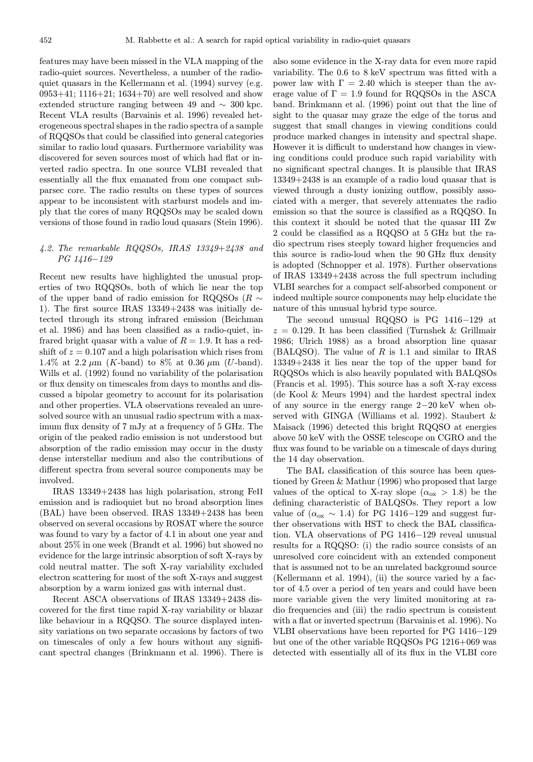features may have been missed in the VLA mapping of the radio-quiet sources. Nevertheless, a number of the radio-quiet quasars in the Kellermann et al. (1994) survey (e.g. 0953+41; 1116+21; 1634+70) are well resolved and show extended structure ranging between 49 and $\sim$ 300 kpc. Recent VLA results (Barvainis et al. 1996) revealed heterogeneous spectral shapes in the radio spectra of a sample of RQQSOs that could be classified into general categories similar to radio loud quasars. Furthermore variability was discovered for seven sources most of which had flat or inverted radio spectra. In one source VLBI revealed that essentially all the flux emanated from one compact sub-parsec core. The radio results on these types of sources appear to be inconsistent with starburst models and imply that the cores of many RQQSOs may be scaled down versions of those found in radio loud quasars (Stein 1996).

### *4.2. The remarkable RQQSOs, IRAS 13349+2438 and PG 1416−129*

Recent new results have highlighted the unusual properties of two RQQSOs, both of which lie near the top of the upper band of radio emission for RQQSOs ($R \sim 1$). The first source IRAS 13349+2438 was initially detected through its strong infrared emission (Beichman et al. 1986) and has been classified as a radio-quiet, infrared bright quasar with a value of $R = 1.9$. It has a redshift of $z = 0.107$ and a high polarisation which rises from 1.4% at 2.2 $\mu$m ($K$-band) to 8% at 0.36 $\mu$m ($U$-band). Wills et al. (1992) found no variability of the polarisation or flux density on timescales from days to months and discussed a bipolar geometry to account for its polarisation and other properties. VLA observations revealed an unresolved source with an unusual radio spectrum with a maximum flux density of 7 mJy at a frequency of 5 GHz. The origin of the peaked radio emission is not understood but absorption of the radio emission may occur in the dusty dense interstellar medium and also the contributions of different spectra from several source components may be involved.

IRAS 13349+2438 has high polarisation, strong FeII emission and is radioquiet but no broad absorption lines (BAL) have been observed. IRAS 13349+2438 has been observed on several occasions by ROSAT where the source was found to vary by a factor of 4.1 in about one year and about 25% in one week (Brandt et al. 1996) but showed no evidence for the large intrinsic absorption of soft X-rays by cold neutral matter. The soft X-ray variability excluded electron scattering for most of the soft X-rays and suggest absorption by a warm ionized gas with internal dust.

Recent ASCA observations of IRAS 13349+2438 discovered for the first time rapid X-ray variability or blazar like behaviour in a RQQSO. The source displayed intensity variations on two separate occasions by factors of two on timescales of only a few hours without any significant spectral changes (Brinkmann et al. 1996). There is also some evidence in the X-ray data for even more rapid variability. The 0.6 to 8 keV spectrum was fitted with a power law with $\Gamma = 2.40$ which is steeper than the average value of $\Gamma = 1.9$ found for RQQSOs in the ASCA band. Brinkmann et al. (1996) point out that the line of sight to the quasar may graze the edge of the torus and suggest that small changes in viewing conditions could produce marked changes in intensity and spectral shape. However it is difficult to understand how changes in viewing conditions could produce such rapid variability with no significant spectral changes. It is plausible that IRAS 13349+2438 is an example of a radio loud quasar that is viewed through a dusty ionizing outflow, possibly associated with a merger, that severely attenuates the radio emission so that the source is classified as a RQQSO. In this context it should be noted that the quasar III Zw 2 could be classified as a RQQSO at 5 GHz but the radio spectrum rises steeply toward higher frequencies and this source is radio-loud when the 90 GHz flux density is adopted (Schnopper et al. 1978). Further observations of IRAS 13349+2438 across the full spectrum including VLBI searches for a compact self-absorbed component or indeed multiple source components may help elucidate the nature of this unusual hybrid type source.

The second unusual RQQSO is PG 1416−129 at $z = 0.129$. It has been classified (Turnshek & Grillmair 1986; Ulrich 1988) as a broad absorption line quasar (BALQSO). The value of $R$ is 1.1 and similar to IRAS 13349+2438 it lies near the top of the upper band for RQQSOs which is also heavily populated with BALQSOs (Francis et al. 1995). This source has a soft X-ray excess (de Kool & Meurs 1994) and the hardest spectral index of any source in the energy range 2−20 keV when observed with GINGA (Williams et al. 1992). Staubert & Maisack (1996) detected this bright RQQSO at energies above 50 keV with the OSSE telescope on CGRO and the flux was found to be variable on a timescale of days during the 14 day observation.

The BAL classification of this source has been questioned by Green & Mathur (1996) who proposed that large values of the optical to X-ray slope ($\alpha_{\rm ox} > 1.8$) be the defining characteristic of BALQSOs. They report a low value of ($\alpha_{\rm ox} \sim 1.4$) for PG 1416−129 and suggest further observations with HST to check the BAL classification. VLA observations of PG 1416−129 reveal unusual results for a RQQSO: (i) the radio source consists of an unresolved core coincident with an extended component that is assumed not to be an unrelated background source (Kellermann et al. 1994), (ii) the source varied by a factor of 4.5 over a period of ten years and could have been more variable given the very limited monitoring at radio frequencies and (iii) the radio spectrum is consistent with a flat or inverted spectrum (Barvainis et al. 1996). No VLBI observations have been reported for PG 1416−129 but one of the other variable RQQSOs PG 1216+069 was detected with essentially all of its flux in the VLBI core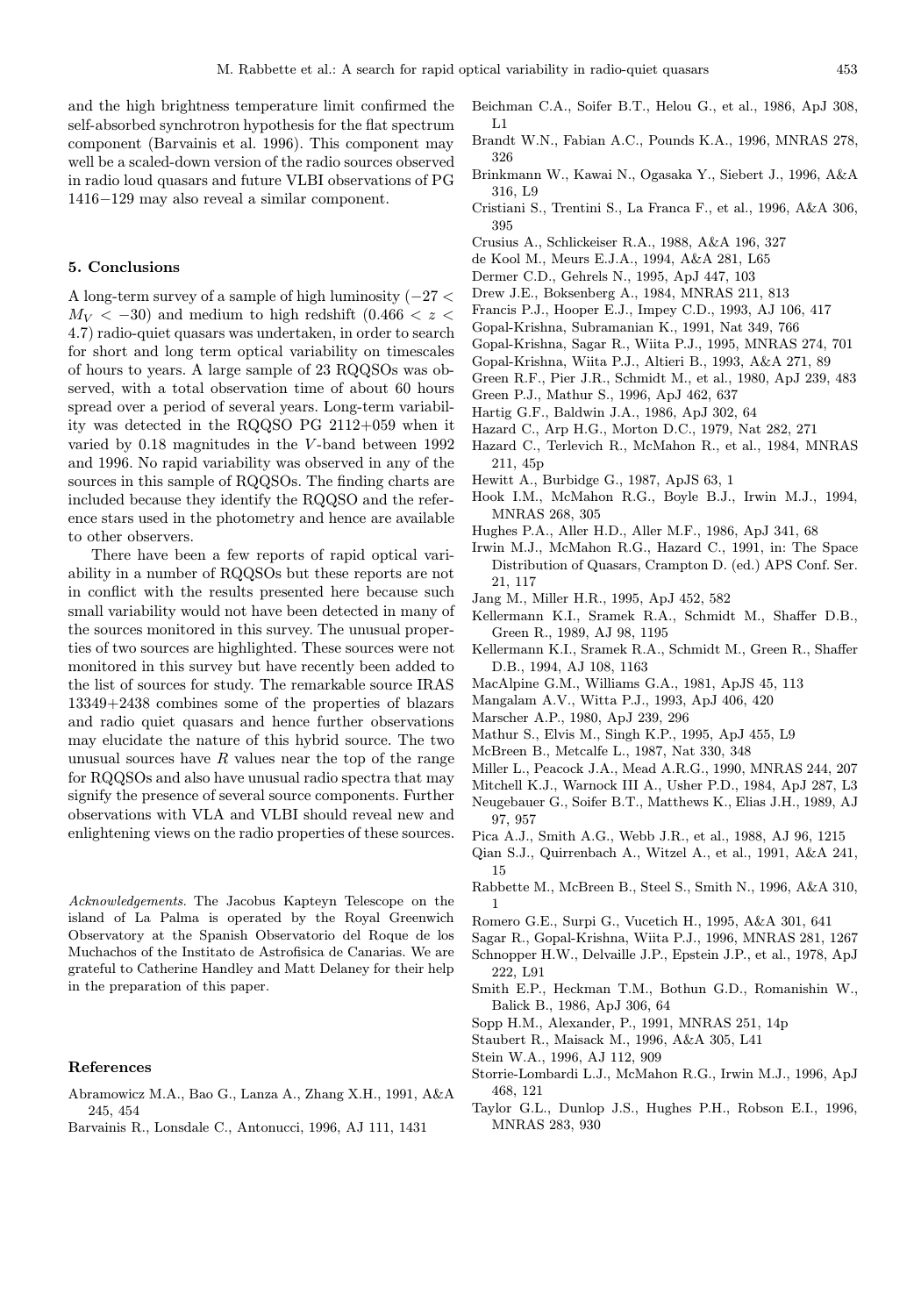and the high brightness temperature limit confirmed the self-absorbed synchrotron hypothesis for the flat spectrum component (Barvainis et al. 1996). This component may well be a scaled-down version of the radio sources observed in radio loud quasars and future VLBI observations of PG 1416−129 may also reveal a similar component.

## 5. Conclusions

A long-term survey of a sample of high luminosity ($-27 < M_V < -30$) and medium to high redshift ($0.466 < z < 4.7$) radio-quiet quasars was undertaken, in order to search for short and long term optical variability on timescales of hours to years. A large sample of 23 RQQSOs was observed, with a total observation time of about 60 hours spread over a period of several years. Long-term variability was detected in the RQQSO PG 2112+059 when it varied by 0.18 magnitudes in the $V$-band between 1992 and 1996. No rapid variability was observed in any of the sources in this sample of RQQSOs. The finding charts are included because they identify the RQQSO and the reference stars used in the photometry and hence are available to other observers.

There have been a few reports of rapid optical variability in a number of RQQSOs but these reports are not in conflict with the results presented here because such small variability would not have been detected in many of the sources monitored in this survey. The unusual properties of two sources are highlighted. These sources were not monitored in this survey but have recently been added to the list of sources for study. The remarkable source IRAS 13349+2438 combines some of the properties of blazars and radio quiet quasars and hence further observations may elucidate the nature of this hybrid source. The two unusual sources have $R$ values near the top of the range for RQQSOs and also have unusual radio spectra that may signify the presence of several source components. Further observations with VLA and VLBI should reveal new and enlightening views on the radio properties of these sources.

*Acknowledgements.* The Jacobus Kapteyn Telescope on the island of La Palma is operated by the Royal Greenwich Observatory at the Spanish Observatorio del Roque de los Muchachos of the Institato de Astrofisica de Canarias. We are grateful to Catherine Handley and Matt Delaney for their help in the preparation of this paper.

## References

Abramowicz M.A., Bao G., Lanza A., Zhang X.H., 1991, A&A 245, 454

Barvainis R., Lonsdale C., Antonucci, 1996, AJ 111, 1431

Beichman C.A., Soifer B.T., Helou G., et al., 1986, ApJ 308, L1

Brandt W.N., Fabian A.C., Pounds K.A., 1996, MNRAS 278, 326

Brinkmann W., Kawai N., Ogasaka Y., Siebert J., 1996, A&A 316, L9

Cristiani S., Trentini S., La Franca F., et al., 1996, A&A 306, 395

Crusius A., Schlickeiser R.A., 1988, A&A 196, 327

de Kool M., Meurs E.J.A., 1994, A&A 281, L65

Dermer C.D., Gehrels N., 1995, ApJ 447, 103

Drew J.E., Boksenberg A., 1984, MNRAS 211, 813

Francis P.J., Hooper E.J., Impey C.D., 1993, AJ 106, 417

Gopal-Krishna, Subramanian K., 1991, Nat 349, 766

Gopal-Krishna, Sagar R., Wiita P.J., 1995, MNRAS 274, 701

Gopal-Krishna, Wiita P.J., Altieri B., 1993, A&A 271, 89

Green R.F., Pier J.R., Schmidt M., et al., 1980, ApJ 239, 483

Green P.J., Mathur S., 1996, ApJ 462, 637

Hartig G.F., Baldwin J.A., 1986, ApJ 302, 64

Hazard C., Arp H.G., Morton D.C., 1979, Nat 282, 271

Hazard C., Terlevich R., McMahon R., et al., 1984, MNRAS 211, 45p

Hewitt A., Burbidge G., 1987, ApJS 63, 1

Hook I.M., McMahon R.G., Boyle B.J., Irwin M.J., 1994, MNRAS 268, 305

Hughes P.A., Aller H.D., Aller M.F., 1986, ApJ 341, 68

Irwin M.J., McMahon R.G., Hazard C., 1991, in: The Space Distribution of Quasars, Crampton D. (ed.) APS Conf. Ser. 21, 117

Jang M., Miller H.R., 1995, ApJ 452, 582

Kellermann K.I., Sramek R.A., Schmidt M., Shaffer D.B., Green R., 1989, AJ 98, 1195

Kellermann K.I., Sramek R.A., Schmidt M., Green R., Shaffer D.B., 1994, AJ 108, 1163

MacAlpine G.M., Williams G.A., 1981, ApJS 45, 113

Mangalam A.V., Witta P.J., 1993, ApJ 406, 420

Marscher A.P., 1980, ApJ 239, 296

Mathur S., Elvis M., Singh K.P., 1995, ApJ 455, L9

McBreen B., Metcalfe L., 1987, Nat 330, 348

Miller L., Peacock J.A., Mead A.R.G., 1990, MNRAS 244, 207

Mitchell K.J., Warnock III A., Usher P.D., 1984, ApJ 287, L3

Neugebauer G., Soifer B.T., Matthews K., Elias J.H., 1989, AJ 97, 957

Pica A.J., Smith A.G., Webb J.R., et al., 1988, AJ 96, 1215

Qian S.J., Quirrenbach A., Witzel A., et al., 1991, A&A 241, 15

Rabbette M., McBreen B., Steel S., Smith N., 1996, A&A 310, 1

Romero G.E., Surpi G., Vucetich H., 1995, A&A 301, 641

Sagar R., Gopal-Krishna, Wiita P.J., 1996, MNRAS 281, 1267

Schnopper H.W., Delvaille J.P., Epstein J.P., et al., 1978, ApJ 222, L91

Smith E.P., Heckman T.M., Bothun G.D., Romanishin W., Balick B., 1986, ApJ 306, 64

Sopp H.M., Alexander, P., 1991, MNRAS 251, 14p

Staubert R., Maisack M., 1996, A&A 305, L41

Stein W.A., 1996, AJ 112, 909

Storrie-Lombardi L.J., McMahon R.G., Irwin M.J., 1996, ApJ 468, 121

Taylor G.L., Dunlop J.S., Hughes P.H., Robson E.I., 1996, MNRAS 283, 930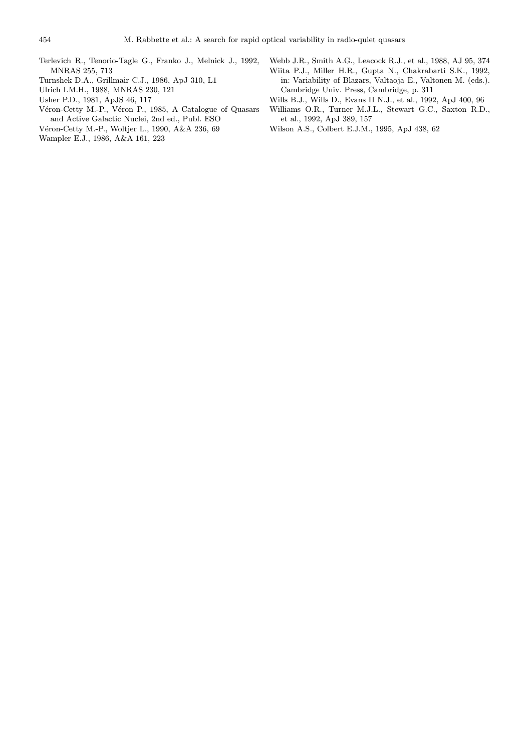Terlevich R., Tenorio-Tagle G., Franko J., Melnick J., 1992, MNRAS 255, 713

Turnshek D.A., Grillmair C.J., 1986, ApJ 310, L1

Ulrich I.M.H., 1988, MNRAS 230, 121

Usher P.D., 1981, ApJS 46, 117

Véron-Cetty M.-P., Véron P., 1985, A Catalogue of Quasars and Active Galactic Nuclei, 2nd ed., Publ. ESO

Véron-Cetty M.-P., Woltjer L., 1990, A&A 236, 69

Wampler E.J., 1986, A&A 161, 223

Webb J.R., Smith A.G., Leacock R.J., et al., 1988, AJ 95, 374

Wiita P.J., Miller H.R., Gupta N., Chakrabarti S.K., 1992, in: Variability of Blazars, Valtaoja E., Valtonen M. (eds.). Cambridge Univ. Press, Cambridge, p. 311

Wills B.J., Wills D., Evans II N.J., et al., 1992, ApJ 400, 96

Williams O.R., Turner M.J.L., Stewart G.C., Saxton R.D., et al., 1992, ApJ 389, 157

Wilson A.S., Colbert E.J.M., 1995, ApJ 438, 62